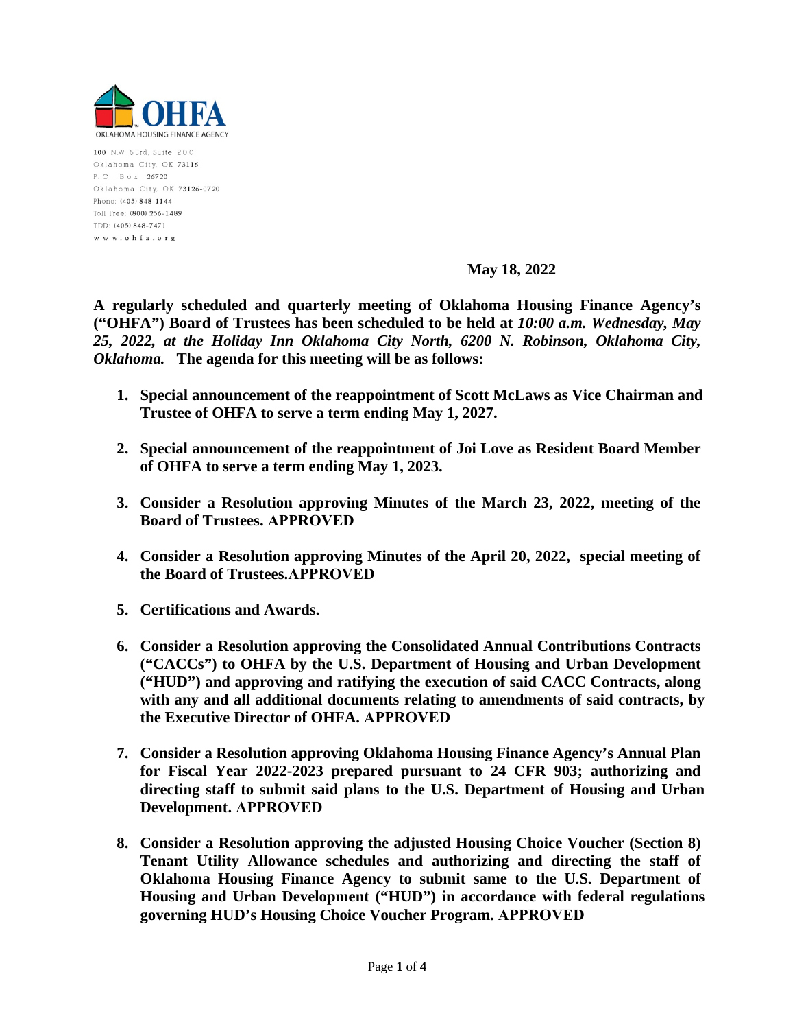OHFA

OKLAHOMA HOUSING FINANCE AGENCY

100 N.W. 63rd, Suite 200
Oklahoma City, OK 73116
P.O. Box 26720
Oklahoma City, OK 73126-0720
Phone: (405) 848-1144
Toll Free: (800) 256-1489
TDD: (405) 848-7471
www.ohfa.org

**May 18, 2022**

**A regularly scheduled and quarterly meeting of Oklahoma Housing Finance Agency's ("OHFA") Board of Trustees has been scheduled to be held at *10:00 a.m. Wednesday, May 25, 2022, at the Holiday Inn Oklahoma City North, 6200 N. Robinson, Oklahoma City, Oklahoma.* The agenda for this meeting will be as follows:**

1. **Special announcement of the reappointment of Scott McLaws as Vice Chairman and Trustee of OHFA to serve a term ending May 1, 2027.**

2. **Special announcement of the reappointment of Joi Love as Resident Board Member of OHFA to serve a term ending May 1, 2023.**

3. **Consider a Resolution approving Minutes of the March 23, 2022, meeting of the Board of Trustees. APPROVED**

4. **Consider a Resolution approving Minutes of the April 20, 2022, special meeting of the Board of Trustees.APPROVED**

5. **Certifications and Awards.**

6. **Consider a Resolution approving the Consolidated Annual Contributions Contracts ("CACCs") to OHFA by the U.S. Department of Housing and Urban Development ("HUD") and approving and ratifying the execution of said CACC Contracts, along with any and all additional documents relating to amendments of said contracts, by the Executive Director of OHFA. APPROVED**

7. **Consider a Resolution approving Oklahoma Housing Finance Agency's Annual Plan for Fiscal Year 2022-2023 prepared pursuant to 24 CFR 903; authorizing and directing staff to submit said plans to the U.S. Department of Housing and Urban Development. APPROVED**

8. **Consider a Resolution approving the adjusted Housing Choice Voucher (Section 8) Tenant Utility Allowance schedules and authorizing and directing the staff of Oklahoma Housing Finance Agency to submit same to the U.S. Department of Housing and Urban Development ("HUD") in accordance with federal regulations governing HUD's Housing Choice Voucher Program. APPROVED**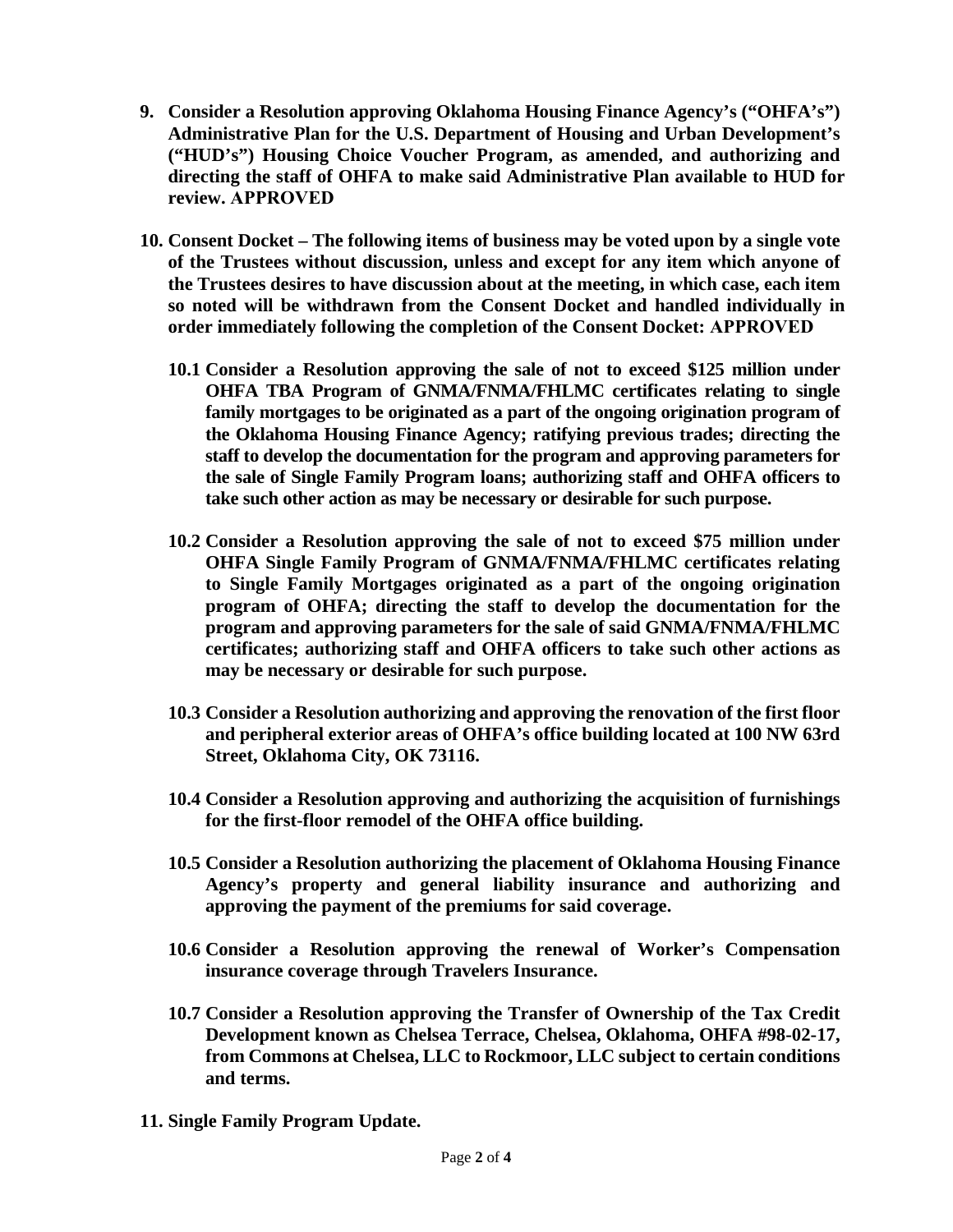**9. Consider a Resolution approving Oklahoma Housing Finance Agency's ("OHFA's") Administrative Plan for the U.S. Department of Housing and Urban Development's ("HUD's") Housing Choice Voucher Program, as amended, and authorizing and directing the staff of OHFA to make said Administrative Plan available to HUD for review. APPROVED**

**10. Consent Docket – The following items of business may be voted upon by a single vote of the Trustees without discussion, unless and except for any item which anyone of the Trustees desires to have discussion about at the meeting, in which case, each item so noted will be withdrawn from the Consent Docket and handled individually in order immediately following the completion of the Consent Docket: APPROVED**

**10.1 Consider a Resolution approving the sale of not to exceed $125 million under OHFA TBA Program of GNMA/FNMA/FHLMC certificates relating to single family mortgages to be originated as a part of the ongoing origination program of the Oklahoma Housing Finance Agency; ratifying previous trades; directing the staff to develop the documentation for the program and approving parameters for the sale of Single Family Program loans; authorizing staff and OHFA officers to take such other action as may be necessary or desirable for such purpose.**

**10.2 Consider a Resolution approving the sale of not to exceed $75 million under OHFA Single Family Program of GNMA/FNMA/FHLMC certificates relating to Single Family Mortgages originated as a part of the ongoing origination program of OHFA; directing the staff to develop the documentation for the program and approving parameters for the sale of said GNMA/FNMA/FHLMC certificates; authorizing staff and OHFA officers to take such other actions as may be necessary or desirable for such purpose.**

**10.3 Consider a Resolution authorizing and approving the renovation of the first floor and peripheral exterior areas of OHFA's office building located at 100 NW 63rd Street, Oklahoma City, OK 73116.**

**10.4 Consider a Resolution approving and authorizing the acquisition of furnishings for the first-floor remodel of the OHFA office building.**

**10.5 Consider a Resolution authorizing the placement of Oklahoma Housing Finance Agency's property and general liability insurance and authorizing and approving the payment of the premiums for said coverage.**

**10.6 Consider a Resolution approving the renewal of Worker's Compensation insurance coverage through Travelers Insurance.**

**10.7 Consider a Resolution approving the Transfer of Ownership of the Tax Credit Development known as Chelsea Terrace, Chelsea, Oklahoma, OHFA #98-02-17, from Commons at Chelsea, LLC to Rockmoor, LLC subject to certain conditions and terms.**

**11. Single Family Program Update.**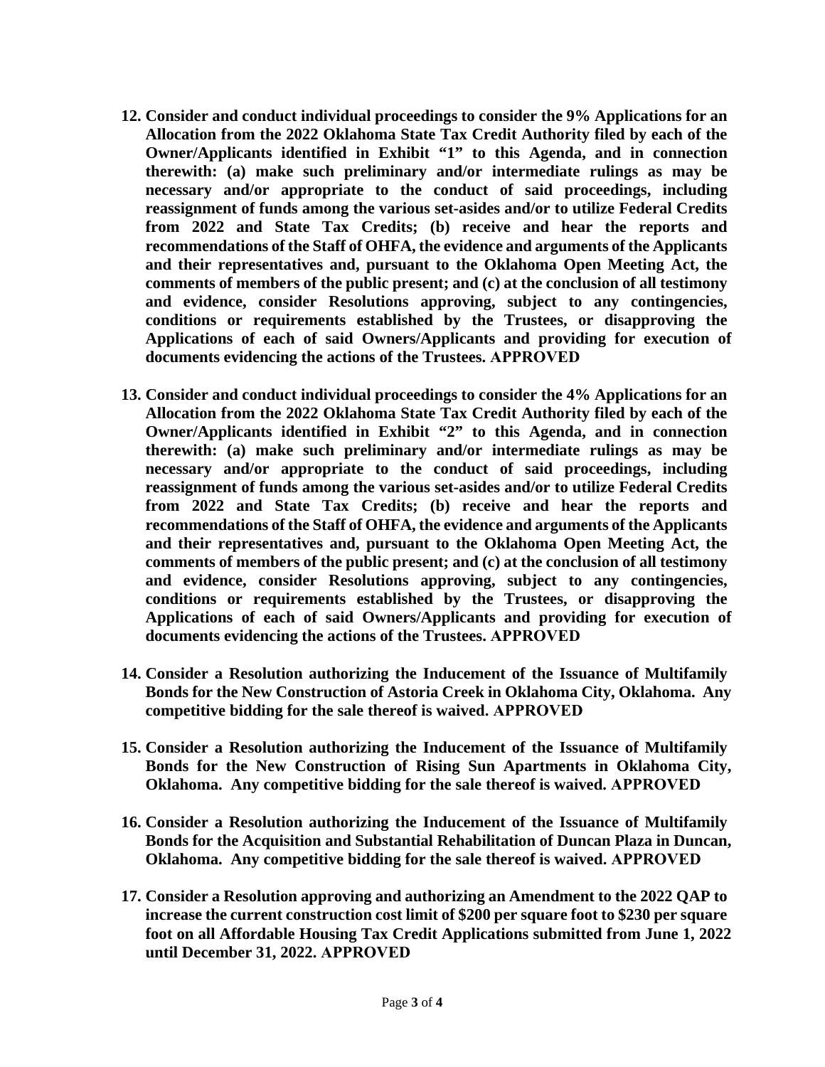12. **Consider and conduct individual proceedings to consider the 9% Applications for an Allocation from the 2022 Oklahoma State Tax Credit Authority filed by each of the Owner/Applicants identified in Exhibit "1" to this Agenda, and in connection therewith: (a) make such preliminary and/or intermediate rulings as may be necessary and/or appropriate to the conduct of said proceedings, including reassignment of funds among the various set-asides and/or to utilize Federal Credits from 2022 and State Tax Credits; (b) receive and hear the reports and recommendations of the Staff of OHFA, the evidence and arguments of the Applicants and their representatives and, pursuant to the Oklahoma Open Meeting Act, the comments of members of the public present; and (c) at the conclusion of all testimony and evidence, consider Resolutions approving, subject to any contingencies, conditions or requirements established by the Trustees, or disapproving the Applications of each of said Owners/Applicants and providing for execution of documents evidencing the actions of the Trustees. APPROVED**

13. **Consider and conduct individual proceedings to consider the 4% Applications for an Allocation from the 2022 Oklahoma State Tax Credit Authority filed by each of the Owner/Applicants identified in Exhibit "2" to this Agenda, and in connection therewith: (a) make such preliminary and/or intermediate rulings as may be necessary and/or appropriate to the conduct of said proceedings, including reassignment of funds among the various set-asides and/or to utilize Federal Credits from 2022 and State Tax Credits; (b) receive and hear the reports and recommendations of the Staff of OHFA, the evidence and arguments of the Applicants and their representatives and, pursuant to the Oklahoma Open Meeting Act, the comments of members of the public present; and (c) at the conclusion of all testimony and evidence, consider Resolutions approving, subject to any contingencies, conditions or requirements established by the Trustees, or disapproving the Applications of each of said Owners/Applicants and providing for execution of documents evidencing the actions of the Trustees. APPROVED**

14. **Consider a Resolution authorizing the Inducement of the Issuance of Multifamily Bonds for the New Construction of Astoria Creek in Oklahoma City, Oklahoma. Any competitive bidding for the sale thereof is waived. APPROVED**

15. **Consider a Resolution authorizing the Inducement of the Issuance of Multifamily Bonds for the New Construction of Rising Sun Apartments in Oklahoma City, Oklahoma. Any competitive bidding for the sale thereof is waived. APPROVED**

16. **Consider a Resolution authorizing the Inducement of the Issuance of Multifamily Bonds for the Acquisition and Substantial Rehabilitation of Duncan Plaza in Duncan, Oklahoma. Any competitive bidding for the sale thereof is waived. APPROVED**

17. **Consider a Resolution approving and authorizing an Amendment to the 2022 QAP to increase the current construction cost limit of $200 per square foot to $230 per square foot on all Affordable Housing Tax Credit Applications submitted from June 1, 2022 until December 31, 2022. APPROVED**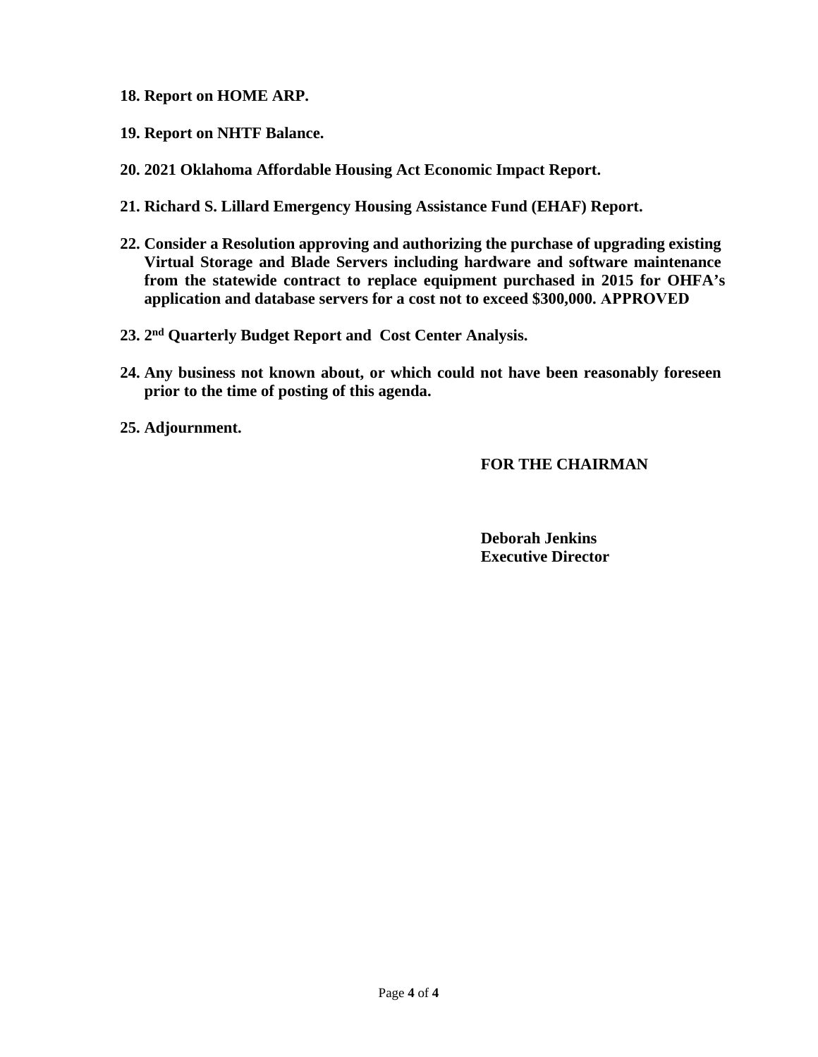**18. Report on HOME ARP.**

**19. Report on NHTF Balance.**

**20. 2021 Oklahoma Affordable Housing Act Economic Impact Report.**

**21. Richard S. Lillard Emergency Housing Assistance Fund (EHAF) Report.**

**22. Consider a Resolution approving and authorizing the purchase of upgrading existing Virtual Storage and Blade Servers including hardware and software maintenance from the statewide contract to replace equipment purchased in 2015 for OHFA's application and database servers for a cost not to exceed $300,000. APPROVED**

**23. 2nd Quarterly Budget Report and Cost Center Analysis.**

**24. Any business not known about, or which could not have been reasonably foreseen prior to the time of posting of this agenda.**

**25. Adjournment.**

**FOR THE CHAIRMAN**

**Deborah Jenkins**
**Executive Director**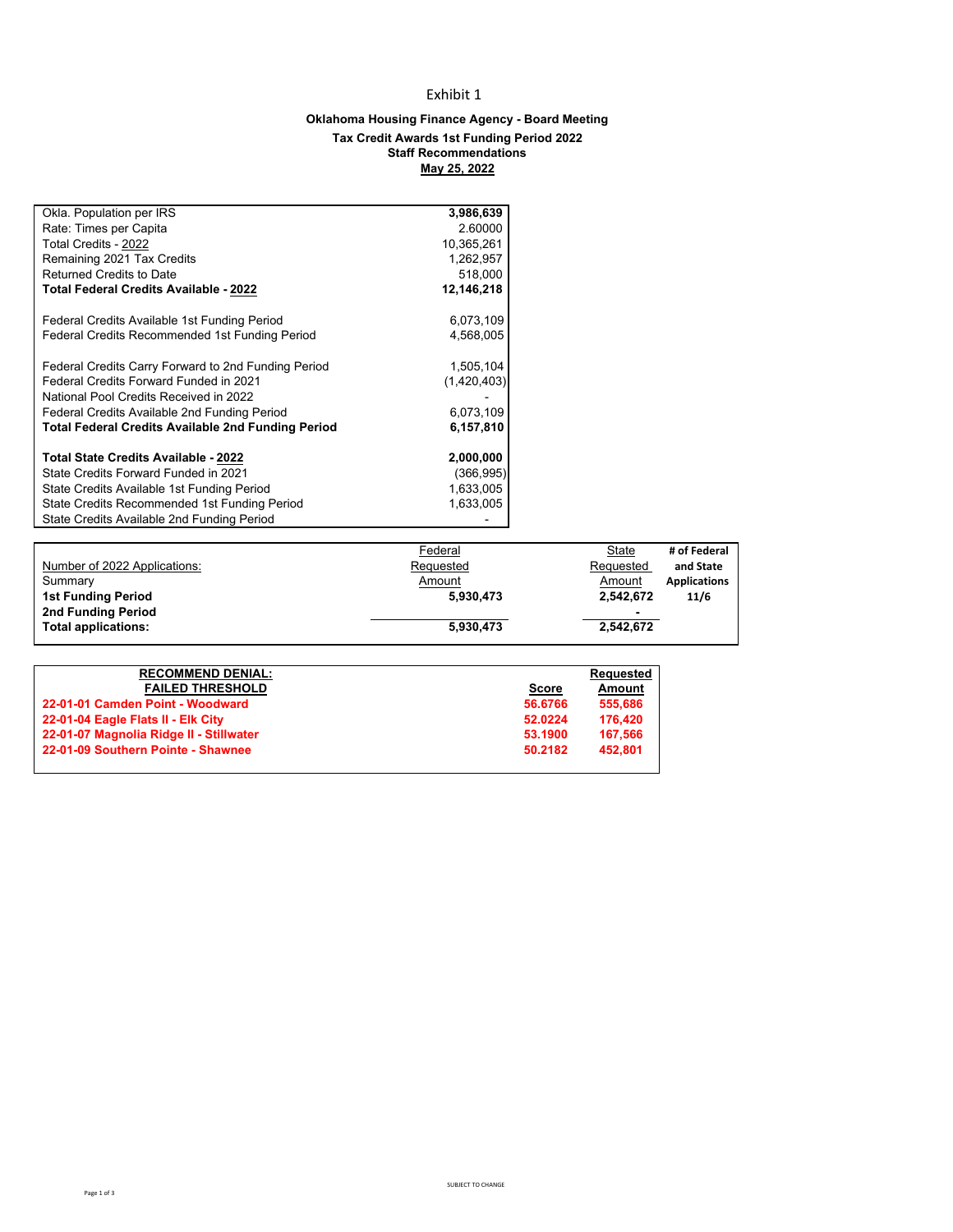# Exhibit 1

**Oklahoma Housing Finance Agency - Board Meeting**
**Tax Credit Awards 1st Funding Period 2022**
**Staff Recommendations**
**May 25, 2022**

| | |
|---|---|
| Okla. Population per IRS | **3,986,639** |
| Rate: Times per Capita | 2.60000 |
| Total Credits - 2022 | 10,365,261 |
| Remaining 2021 Tax Credits | 1,262,957 |
| Returned Credits to Date | 518,000 |
| **Total Federal Credits Available - 2022** | **12,146,218** |
| | |
| Federal Credits Available 1st Funding Period | 6,073,109 |
| Federal Credits Recommended 1st Funding Period | 4,568,005 |
| | |
| Federal Credits Carry Forward to 2nd Funding Period | 1,505,104 |
| Federal Credits Forward Funded in 2021 | (1,420,403) |
| National Pool Credits Received in 2022 | - |
| Federal Credits Available 2nd Funding Period | 6,073,109 |
| **Total Federal Credits Available 2nd Funding Period** | **6,157,810** |
| | |
| **Total State Credits Available - 2022** | **2,000,000** |
| State Credits Forward Funded in 2021 | (366,995) |
| State Credits Available 1st Funding Period | 1,633,005 |
| State Credits Recommended 1st Funding Period | 1,633,005 |
| State Credits Available 2nd Funding Period | - |

| Number of 2022 Applications: Summary | Federal Requested Amount | State Requested Amount | # of Federal and State Applications |
|---|---|---|---|
| **1st Funding Period** | **5,930,473** | **2,542,672** | **11/6** |
| **2nd Funding Period** | | **-** | |
| **Total applications:** | **5,930,473** | **2,542,672** | |

| RECOMMEND DENIAL: FAILED THRESHOLD | Score | Requested Amount |
|---|---|---|
| **22-01-01 Camden Point - Woodward** | **56.6766** | **555,686** |
| **22-01-04 Eagle Flats II - Elk City** | **52.0224** | **176,420** |
| **22-01-07 Magnolia Ridge II - Stillwater** | **53.1900** | **167,566** |
| **22-01-09 Southern Pointe - Shawnee** | **50.2182** | **452,801** |

SUBJECT TO CHANGE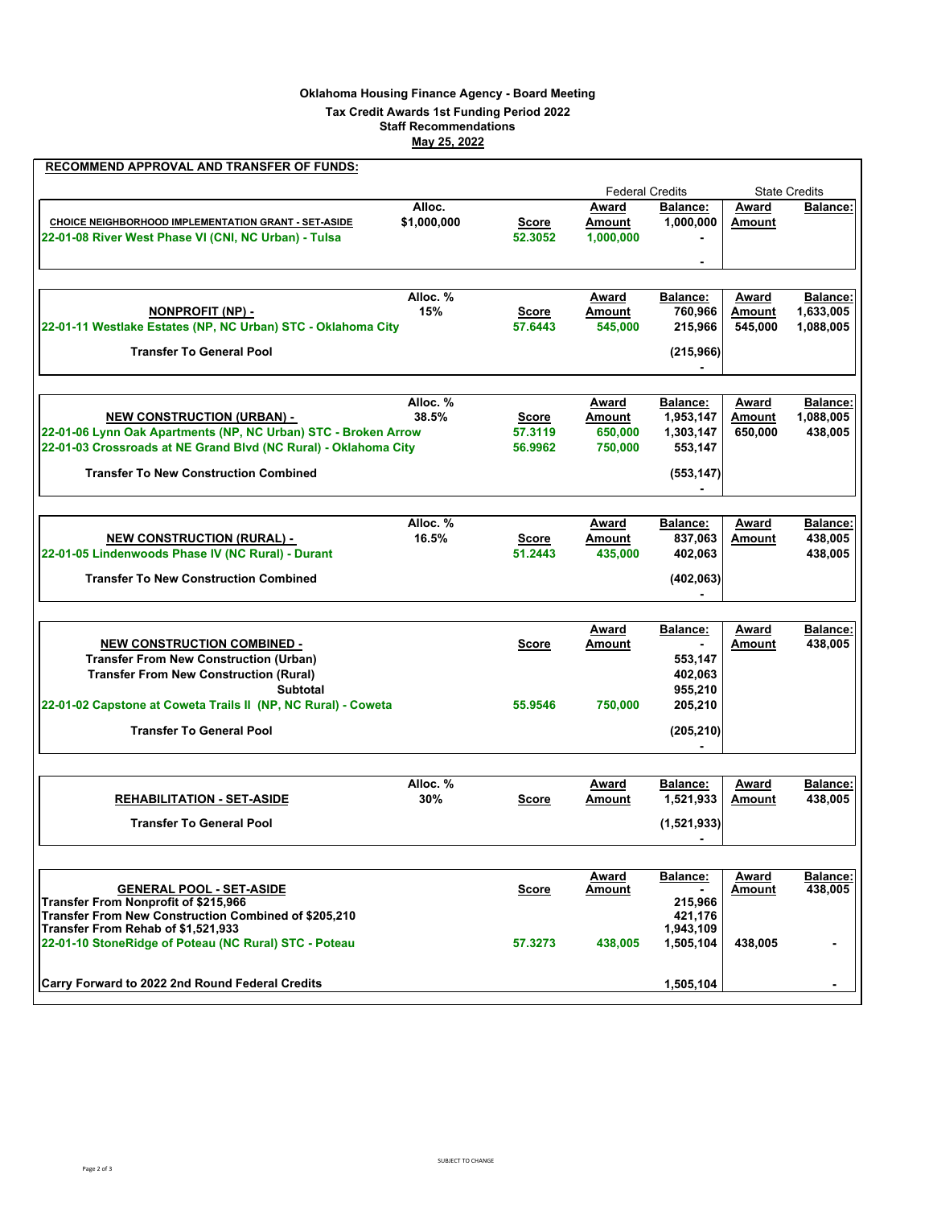### Oklahoma Housing Finance Agency - Board Meeting
### Tax Credit Awards 1st Funding Period 2022
### Staff Recommendations
### May 25, 2022

**RECOMMEND APPROVAL AND TRANSFER OF FUNDS:**

| | | | Federal Credits | | State Credits | |
|---|---|---|---|---|---|---|
| **CHOICE NEIGHBORHOOD IMPLEMENTATION GRANT - SET-ASIDE** | **Alloc. $1,000,000** | **Score** | **Award Amount** | **Balance: 1,000,000** | **Award Amount** | **Balance:** |
| 22-01-08 River West Phase VI (CNI, NC Urban) - Tulsa | | 52.3052 | 1,000,000 | - | | |
| | | | | - | | |

| | | | Federal Credits | | State Credits | |
|---|---|---|---|---|---|---|
| **NONPROFIT (NP) -** | **Alloc. % 15%** | **Score** | **Award Amount** | **Balance: 760,966** | **Award Amount** | **Balance: 1,633,005** |
| 22-01-11 Westlake Estates (NP, NC Urban) STC - Oklahoma City | | 57.6443 | 545,000 | 215,966 | 545,000 | 1,088,005 |
| Transfer To General Pool | | | | (215,966) | | |
| | | | | - | | |

| | | | Federal Credits | | State Credits | |
|---|---|---|---|---|---|---|
| **NEW CONSTRUCTION (URBAN) -** | **Alloc. % 38.5%** | **Score** | **Award Amount** | **Balance: 1,953,147** | **Award Amount** | **Balance: 1,088,005** |
| 22-01-06 Lynn Oak Apartments (NP, NC Urban) STC - Broken Arrow | | 57.3119 | 650,000 | 1,303,147 | 650,000 | 438,005 |
| 22-01-03 Crossroads at NE Grand Blvd (NC Rural) - Oklahoma City | | 56.9962 | 750,000 | 553,147 | | |
| Transfer To New Construction Combined | | | | (553,147) | | |
| | | | | - | | |

| | | | Federal Credits | | State Credits | |
|---|---|---|---|---|---|---|
| **NEW CONSTRUCTION (RURAL) -** | **Alloc. % 16.5%** | **Score** | **Award Amount** | **Balance: 837,063** | **Award Amount** | **Balance: 438,005** |
| 22-01-05 Lindenwoods Phase IV (NC Rural) - Durant | | 51.2443 | 435,000 | 402,063 | | 438,005 |
| Transfer To New Construction Combined | | | | (402,063) | | |
| | | | | - | | |

| | | | Federal Credits | | State Credits | |
|---|---|---|---|---|---|---|
| **NEW CONSTRUCTION COMBINED -** | | **Score** | **Award Amount** | **Balance: -** | **Award Amount** | **Balance: 438,005** |
| Transfer From New Construction (Urban) | | | | 553,147 | | |
| Transfer From New Construction (Rural) | | | | 402,063 | | |
| Subtotal | | | | 955,210 | | |
| 22-01-02 Capstone at Coweta Trails II (NP, NC Rural) - Coweta | | 55.9546 | 750,000 | 205,210 | | |
| Transfer To General Pool | | | | (205,210) | | |
| | | | | - | | |

| | | | Federal Credits | | State Credits | |
|---|---|---|---|---|---|---|
| **REHABILITATION - SET-ASIDE** | **Alloc. % 30%** | **Score** | **Award Amount** | **Balance: 1,521,933** | **Award Amount** | **Balance: 438,005** |
| Transfer To General Pool | | | | (1,521,933) | | |
| | | | | - | | |

| | | | Federal Credits | | State Credits | |
|---|---|---|---|---|---|---|
| **GENERAL POOL - SET-ASIDE** | | **Score** | **Award Amount** | **Balance: -** | **Award Amount** | **Balance: 438,005** |
| Transfer From Nonprofit of $215,966 | | | | 215,966 | | |
| Transfer From New Construction Combined of $205,210 | | | | 421,176 | | |
| Transfer From Rehab of $1,521,933 | | | | 1,943,109 | | |
| 22-01-10 StoneRidge of Poteau (NC Rural) STC - Poteau | | 57.3273 | 438,005 | 1,505,104 | 438,005 | - |
| Carry Forward to 2022 2nd Round Federal Credits | | | | 1,505,104 | | - |

SUBJECT TO CHANGE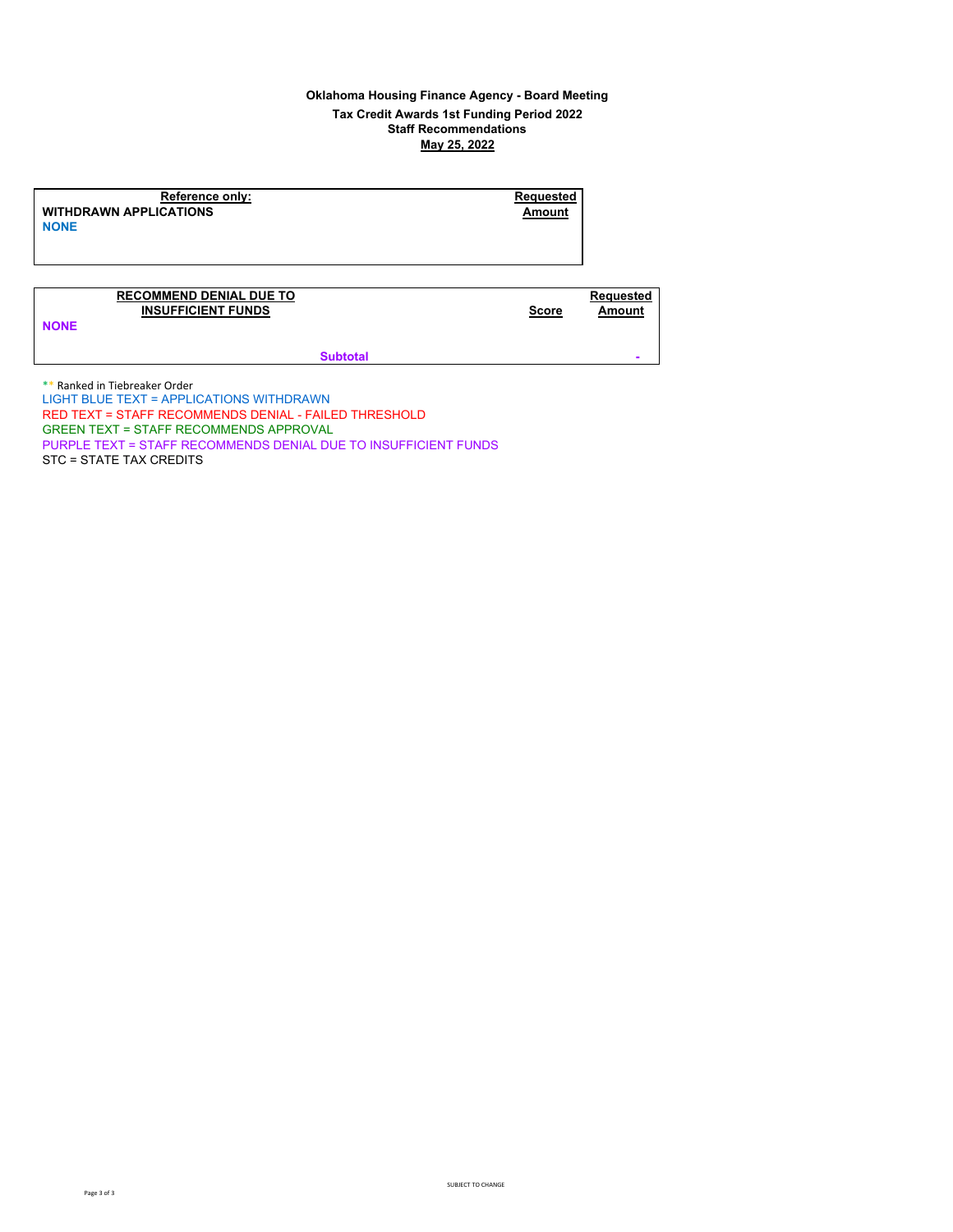**Oklahoma Housing Finance Agency - Board Meeting**
**Tax Credit Awards 1st Funding Period 2022**
**Staff Recommendations**
**May 25, 2022**

| Reference only: WITHDRAWN APPLICATIONS | Requested Amount |
|---|---|
| NONE | |

| RECOMMEND DENIAL DUE TO INSUFFICIENT FUNDS | Score | Requested Amount |
|---|---|---|
| NONE | | |
| Subtotal | | - |

** Ranked in Tiebreaker Order
LIGHT BLUE TEXT = APPLICATIONS WITHDRAWN
RED TEXT = STAFF RECOMMENDS DENIAL - FAILED THRESHOLD
GREEN TEXT = STAFF RECOMMENDS APPROVAL
PURPLE TEXT = STAFF RECOMMENDS DENIAL DUE TO INSUFFICIENT FUNDS
STC = STATE TAX CREDITS

SUBJECT TO CHANGE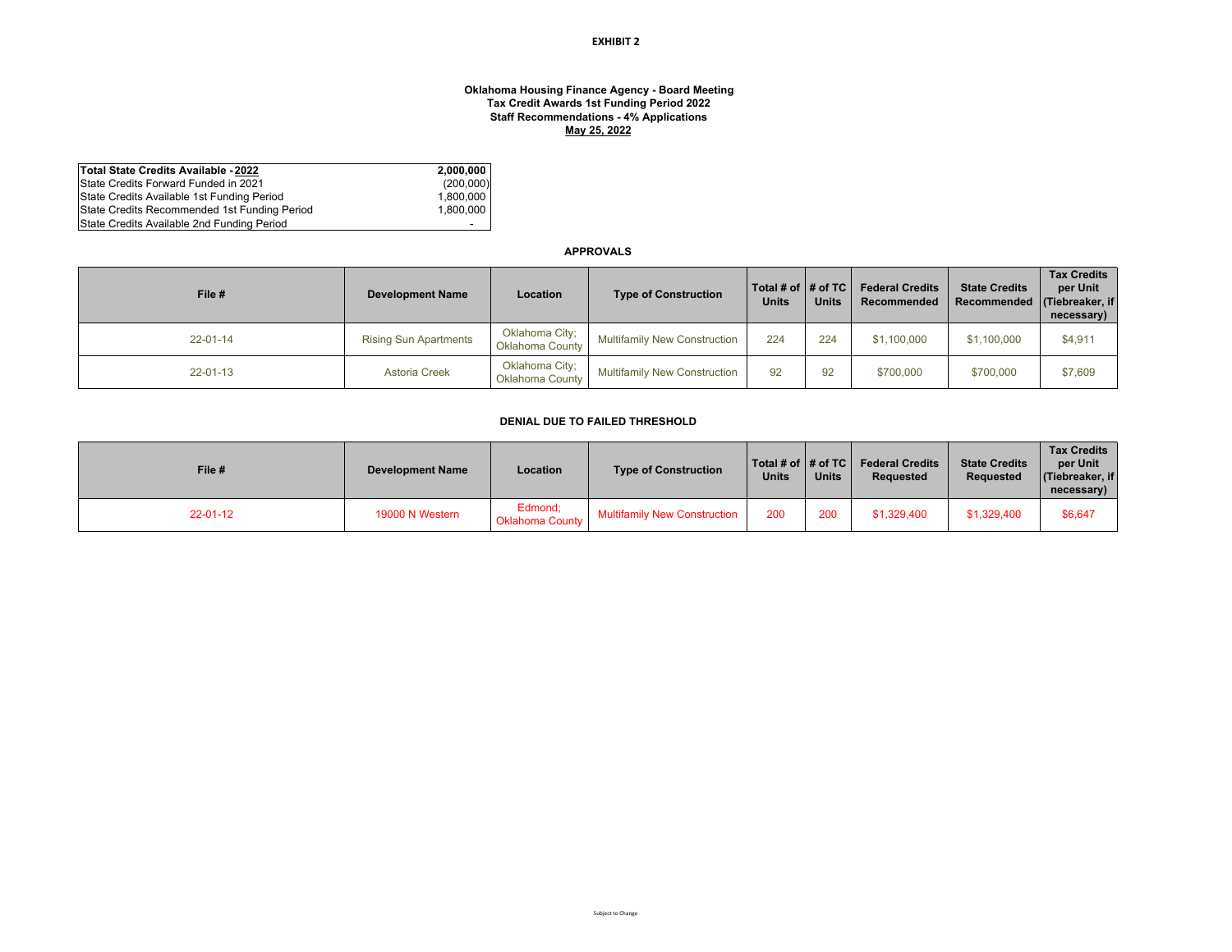**EXHIBIT 2**

**Oklahoma Housing Finance Agency - Board Meeting**
**Tax Credit Awards 1st Funding Period 2022**
**Staff Recommendations - 4% Applications**
**May 25, 2022**

| | |
|---|---|
| **Total State Credits Available - 2022** | **2,000,000** |
| State Credits Forward Funded in 2021 | (200,000) |
| State Credits Available 1st Funding Period | 1,800,000 |
| State Credits Recommended 1st Funding Period | 1,800,000 |
| State Credits Available 2nd Funding Period | - |

**APPROVALS**

| File # | Development Name | Location | Type of Construction | Total # of Units | # of TC Units | Federal Credits Recommended | State Credits Recommended | Tax Credits per Unit (Tiebreaker, if necessary) |
|---|---|---|---|---|---|---|---|---|
| 22-01-14 | Rising Sun Apartments | Oklahoma City; Oklahoma County | Multifamily New Construction | 224 | 224 | $1,100,000 | $1,100,000 | $4,911 |
| 22-01-13 | Astoria Creek | Oklahoma City; Oklahoma County | Multifamily New Construction | 92 | 92 | $700,000 | $700,000 | $7,609 |

**DENIAL DUE TO FAILED THRESHOLD**

| File # | Development Name | Location | Type of Construction | Total # of Units | # of TC Units | Federal Credits Requested | State Credits Requested | Tax Credits per Unit (Tiebreaker, if necessary) |
|---|---|---|---|---|---|---|---|---|
| 22-01-12 | 19000 N Western | Edmond; Oklahoma County | Multifamily New Construction | 200 | 200 | $1,329,400 | $1,329,400 | $6,647 |

Subject to Change